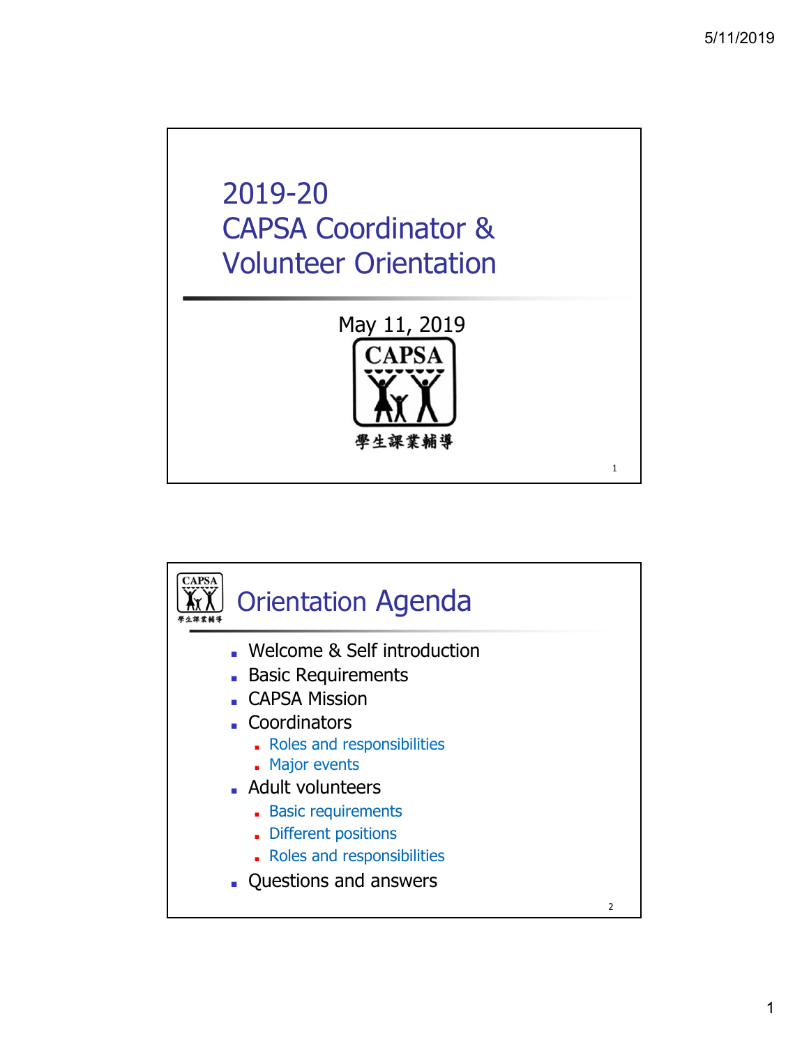# 2019-20 CAPSA Coordinator & Volunteer Orientation

May 11, 2019

CAPSA

學生課業輔導

## Orientation Agenda

- Welcome & Self introduction
- Basic Requirements
- CAPSA Mission
- Coordinators
  - Roles and responsibilities
  - Major events
- Adult volunteers
  - Basic requirements
  - Different positions
  - Roles and responsibilities
- Questions and answers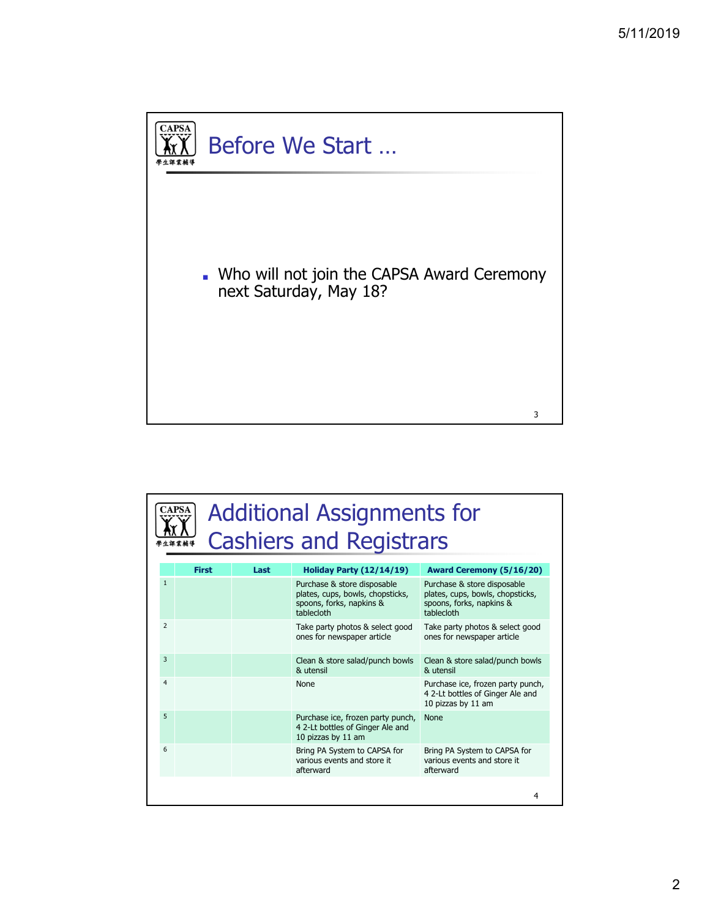## Before We Start …

- Who will not join the CAPSA Award Ceremony next Saturday, May 18?

## Additional Assignments for Cashiers and Registrars

| | First | Last | Holiday Party (12/14/19) | Award Ceremony (5/16/20) |
|---|---|---|---|---|
| 1 | | | Purchase & store disposable plates, cups, bowls, chopsticks, spoons, forks, napkins & tablecloth | Purchase & store disposable plates, cups, bowls, chopsticks, spoons, forks, napkins & tablecloth |
| 2 | | | Take party photos & select good ones for newspaper article | Take party photos & select good ones for newspaper article |
| 3 | | | Clean & store salad/punch bowls & utensil | Clean & store salad/punch bowls & utensil |
| 4 | | | None | Purchase ice, frozen party punch, 4 2-Lt bottles of Ginger Ale and 10 pizzas by 11 am |
| 5 | | | Purchase ice, frozen party punch, 4 2-Lt bottles of Ginger Ale and 10 pizzas by 11 am | None |
| 6 | | | Bring PA System to CAPSA for various events and store it afterward | Bring PA System to CAPSA for various events and store it afterward |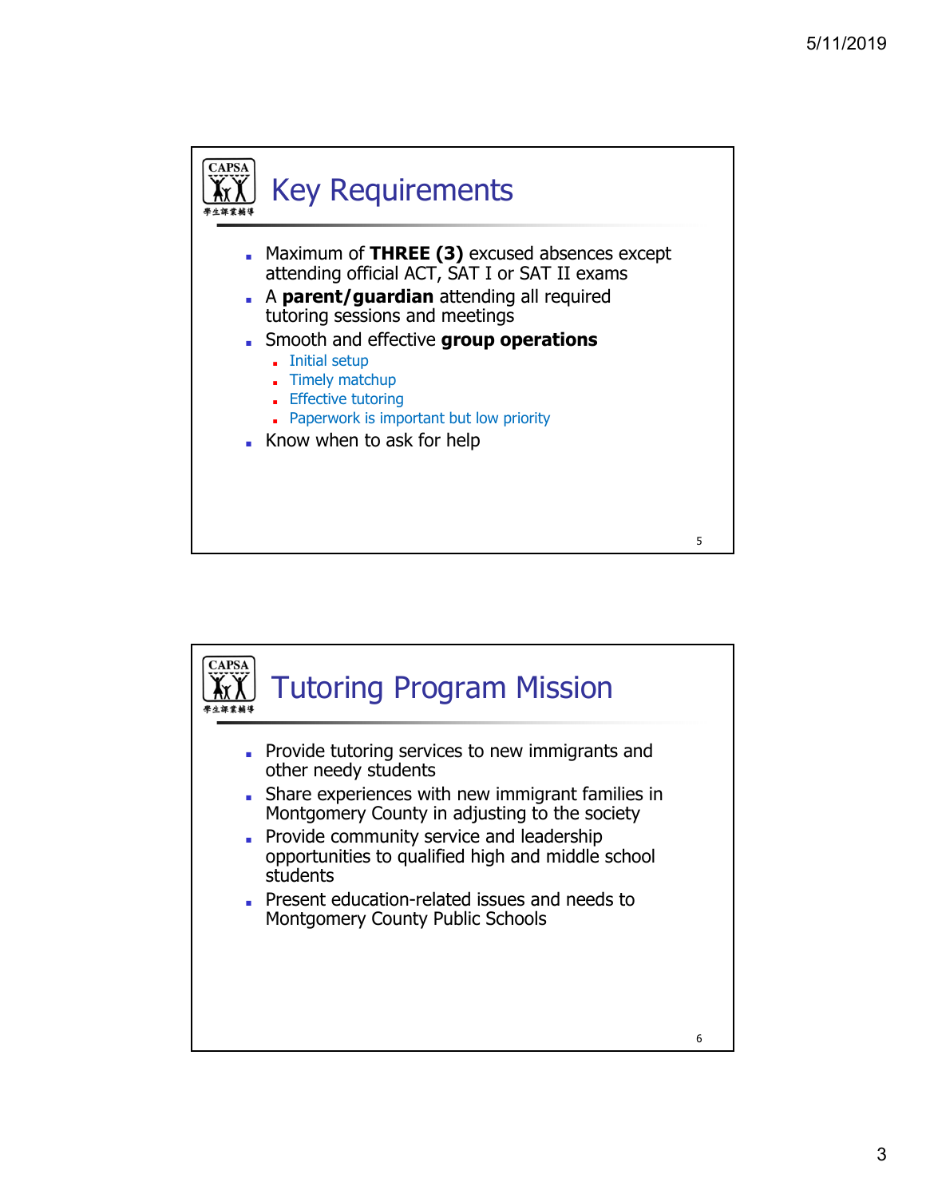## Key Requirements

- Maximum of **THREE (3)** excused absences except attending official ACT, SAT I or SAT II exams
- A **parent/guardian** attending all required tutoring sessions and meetings
- Smooth and effective **group operations**
  - Initial setup
  - Timely matchup
  - Effective tutoring
  - Paperwork is important but low priority
- Know when to ask for help

## Tutoring Program Mission

- Provide tutoring services to new immigrants and other needy students
- Share experiences with new immigrant families in Montgomery County in adjusting to the society
- Provide community service and leadership opportunities to qualified high and middle school students
- Present education-related issues and needs to Montgomery County Public Schools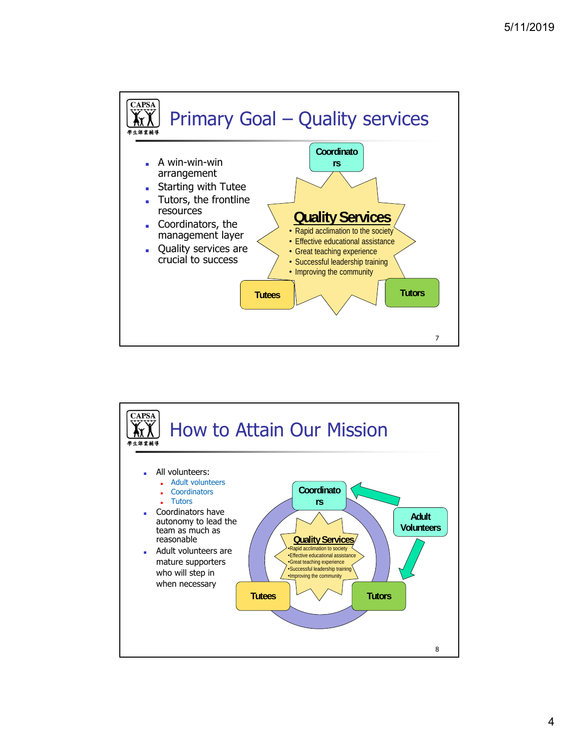## Primary Goal – Quality services

- A win-win-win arrangement
- Starting with Tutee
- Tutors, the frontline resources
- Coordinators, the management layer
- Quality services are crucial to success

Coordinators

**Quality Services**
- Rapid acclimation to the society
- Effective educational assistance
- Great teaching experience
- Successful leadership training
- Improving the community

Tutees

Tutors

## How to Attain Our Mission

- All volunteers:
  - Adult volunteers
  - Coordinators
  - Tutors
- Coordinators have autonomy to lead the team as much as reasonable
- Adult volunteers are mature supporters who will step in when necessary

Coordinators

Adult Volunteers

**Quality Services**
- Rapid acclimation to society
- Effective educational assistance
- Great teaching experience
- Successful leadership training
- Improving the community

Tutees

Tutors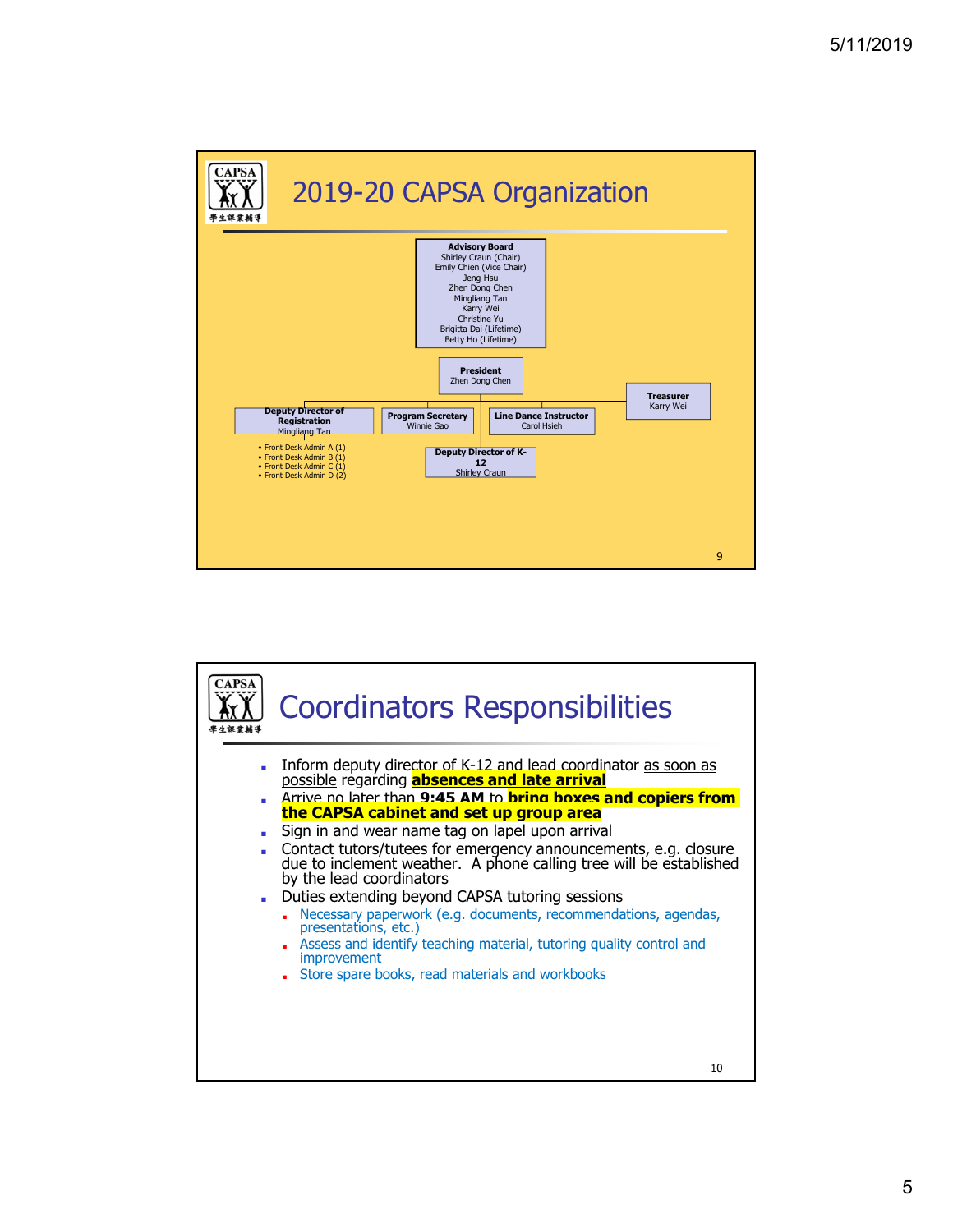## 2019-20 CAPSA Organization

**Advisory Board**
Shirley Craun (Chair)
Emily Chien (Vice Chair)
Jeng Hsu
Zhen Dong Chen
Mingliang Tan
Karry Wei
Christine Yu
Brigitta Dai (Lifetime)
Betty Ho (Lifetime)

**President**
Zhen Dong Chen

**Treasurer**
Karry Wei

**Deputy Director of Registration**
Mingliang Tan

- Front Desk Admin A (1)
- Front Desk Admin B (1)
- Front Desk Admin C (1)
- Front Desk Admin D (2)

**Program Secretary**
Winnie Gao

**Line Dance Instructor**
Carol Hsieh

**Deputy Director of K-12**
Shirley Craun

## Coordinators Responsibilities

- Inform deputy director of K-12 and lead coordinator as soon as possible regarding **absences and late arrival**
- Arrive no later than **9:45 AM** to **bring boxes and copiers from the CAPSA cabinet and set up group area**
- Sign in and wear name tag on lapel upon arrival
- Contact tutors/tutees for emergency announcements, e.g. closure due to inclement weather. A phone calling tree will be established by the lead coordinators
- Duties extending beyond CAPSA tutoring sessions
  - Necessary paperwork (e.g. documents, recommendations, agendas, presentations, etc.)
  - Assess and identify teaching material, tutoring quality control and improvement
  - Store spare books, read materials and workbooks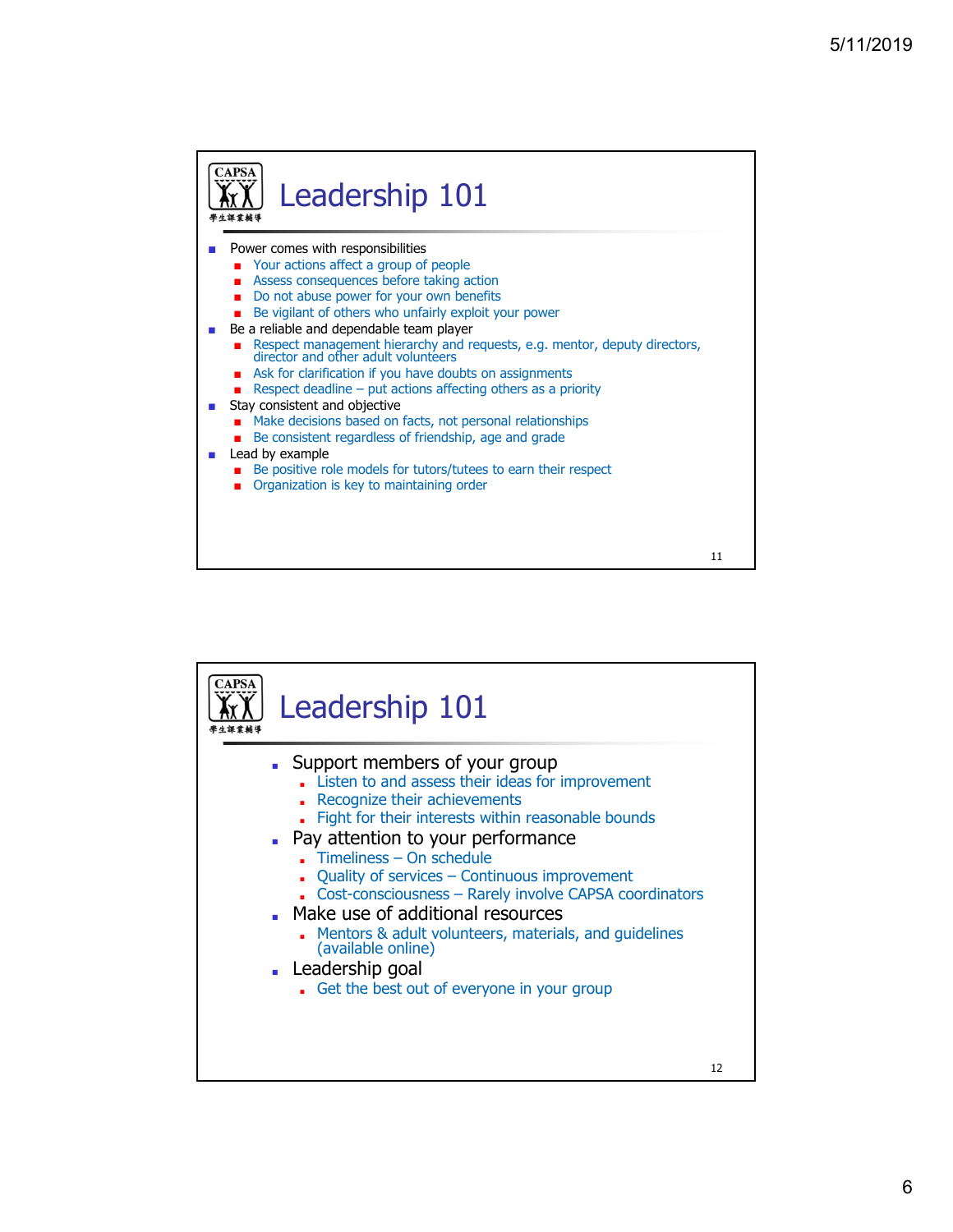## Leadership 101

- Power comes with responsibilities
  - Your actions affect a group of people
  - Assess consequences before taking action
  - Do not abuse power for your own benefits
  - Be vigilant of others who unfairly exploit your power
- Be a reliable and dependable team player
  - Respect management hierarchy and requests, e.g. mentor, deputy directors, director and other adult volunteers
  - Ask for clarification if you have doubts on assignments
  - Respect deadline – put actions affecting others as a priority
- Stay consistent and objective
  - Make decisions based on facts, not personal relationships
  - Be consistent regardless of friendship, age and grade
- Lead by example
  - Be positive role models for tutors/tutees to earn their respect
  - Organization is key to maintaining order

## Leadership 101

- Support members of your group
  - Listen to and assess their ideas for improvement
  - Recognize their achievements
  - Fight for their interests within reasonable bounds
- Pay attention to your performance
  - Timeliness – On schedule
  - Quality of services – Continuous improvement
  - Cost-consciousness – Rarely involve CAPSA coordinators
- Make use of additional resources
  - Mentors & adult volunteers, materials, and guidelines (available online)
- Leadership goal
  - Get the best out of everyone in your group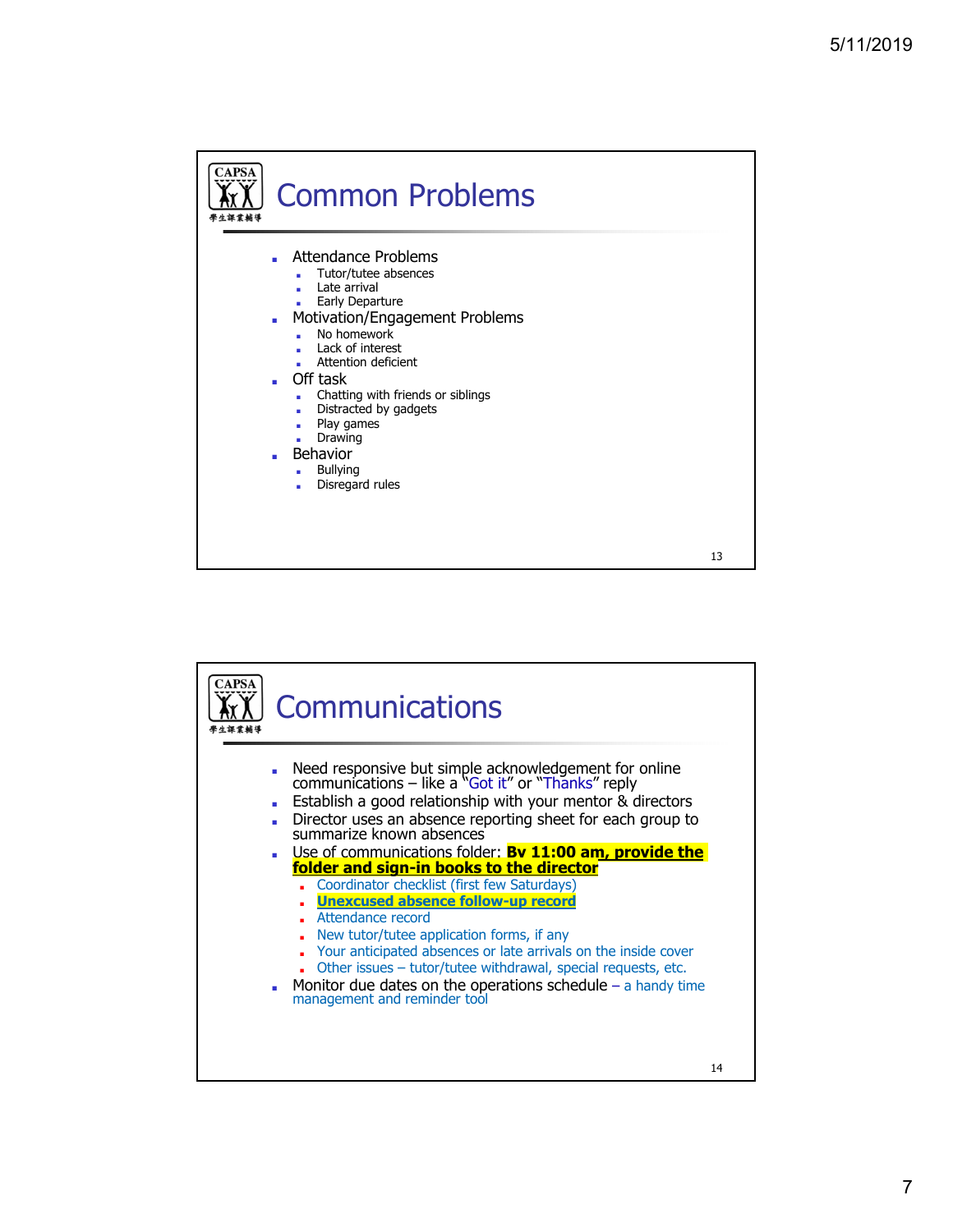## Common Problems

- Attendance Problems
  - Tutor/tutee absences
  - Late arrival
  - Early Departure
- Motivation/Engagement Problems
  - No homework
  - Lack of interest
  - Attention deficient
- Off task
  - Chatting with friends or siblings
  - Distracted by gadgets
  - Play games
  - Drawing
- Behavior
  - Bullying
  - Disregard rules

## Communications

- Need responsive but simple acknowledgement for online communications – like a "Got it" or "Thanks" reply
- Establish a good relationship with your mentor & directors
- Director uses an absence reporting sheet for each group to summarize known absences
- Use of communications folder: **By 11:00 am, provide the folder and sign-in books to the director**
  - Coordinator checklist (first few Saturdays)
  - **Unexcused absence follow-up record**
  - Attendance record
  - New tutor/tutee application forms, if any
  - Your anticipated absences or late arrivals on the inside cover
  - Other issues – tutor/tutee withdrawal, special requests, etc.
- Monitor due dates on the operations schedule – a handy time management and reminder tool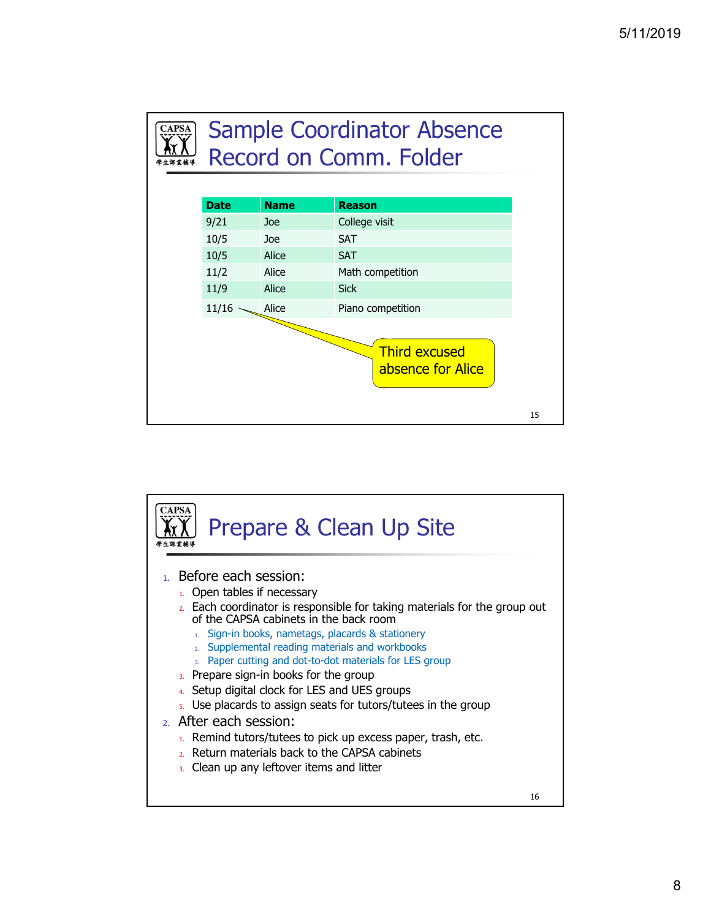# Sample Coordinator Absence Record on Comm. Folder

| Date | Name | Reason |
| --- | --- | --- |
| 9/21 | Joe | College visit |
| 10/5 | Joe | SAT |
| 10/5 | Alice | SAT |
| 11/2 | Alice | Math competition |
| 11/9 | Alice | Sick |
| 11/16 | Alice | Piano competition |

Third excused absence for Alice

# Prepare & Clean Up Site

1. Before each session:
   1. Open tables if necessary
   2. Each coordinator is responsible for taking materials for the group out of the CAPSA cabinets in the back room
      1. Sign-in books, nametags, placards & stationery
      2. Supplemental reading materials and workbooks
      3. Paper cutting and dot-to-dot materials for LES group
   3. Prepare sign-in books for the group
   4. Setup digital clock for LES and UES groups
   5. Use placards to assign seats for tutors/tutees in the group
2. After each session:
   1. Remind tutors/tutees to pick up excess paper, trash, etc.
   2. Return materials back to the CAPSA cabinets
   3. Clean up any leftover items and litter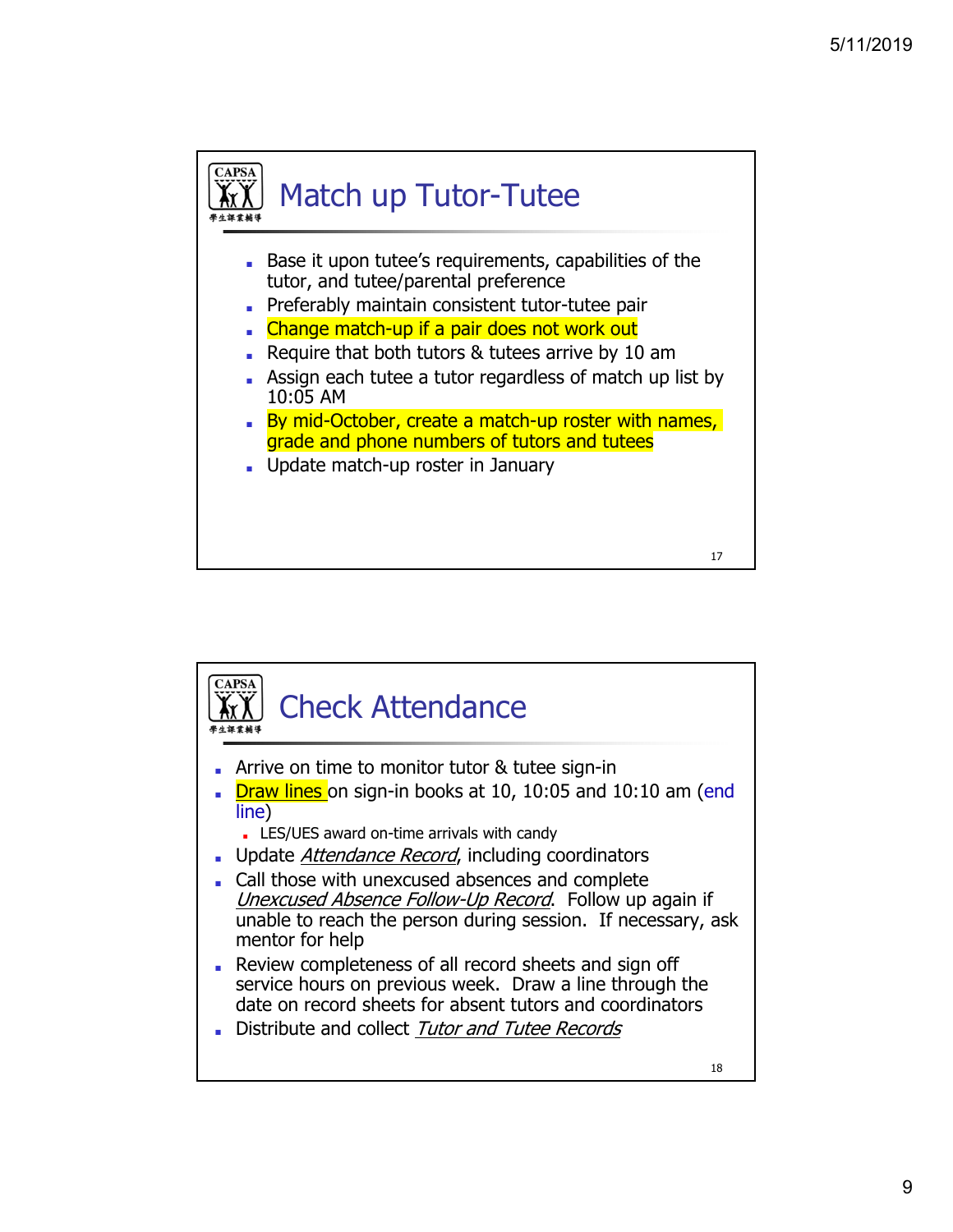## Match up Tutor-Tutee

- Base it upon tutee's requirements, capabilities of the tutor, and tutee/parental preference
- Preferably maintain consistent tutor-tutee pair
- Change match-up if a pair does not work out
- Require that both tutors & tutees arrive by 10 am
- Assign each tutee a tutor regardless of match up list by 10:05 AM
- By mid-October, create a match-up roster with names, grade and phone numbers of tutors and tutees
- Update match-up roster in January

## Check Attendance

- Arrive on time to monitor tutor & tutee sign-in
- Draw lines on sign-in books at 10, 10:05 and 10:10 am (end line)
  - LES/UES award on-time arrivals with candy
- Update *Attendance Record*, including coordinators
- Call those with unexcused absences and complete *Unexcused Absence Follow-Up Record*. Follow up again if unable to reach the person during session. If necessary, ask mentor for help
- Review completeness of all record sheets and sign off service hours on previous week. Draw a line through the date on record sheets for absent tutors and coordinators
- Distribute and collect *Tutor and Tutee Records*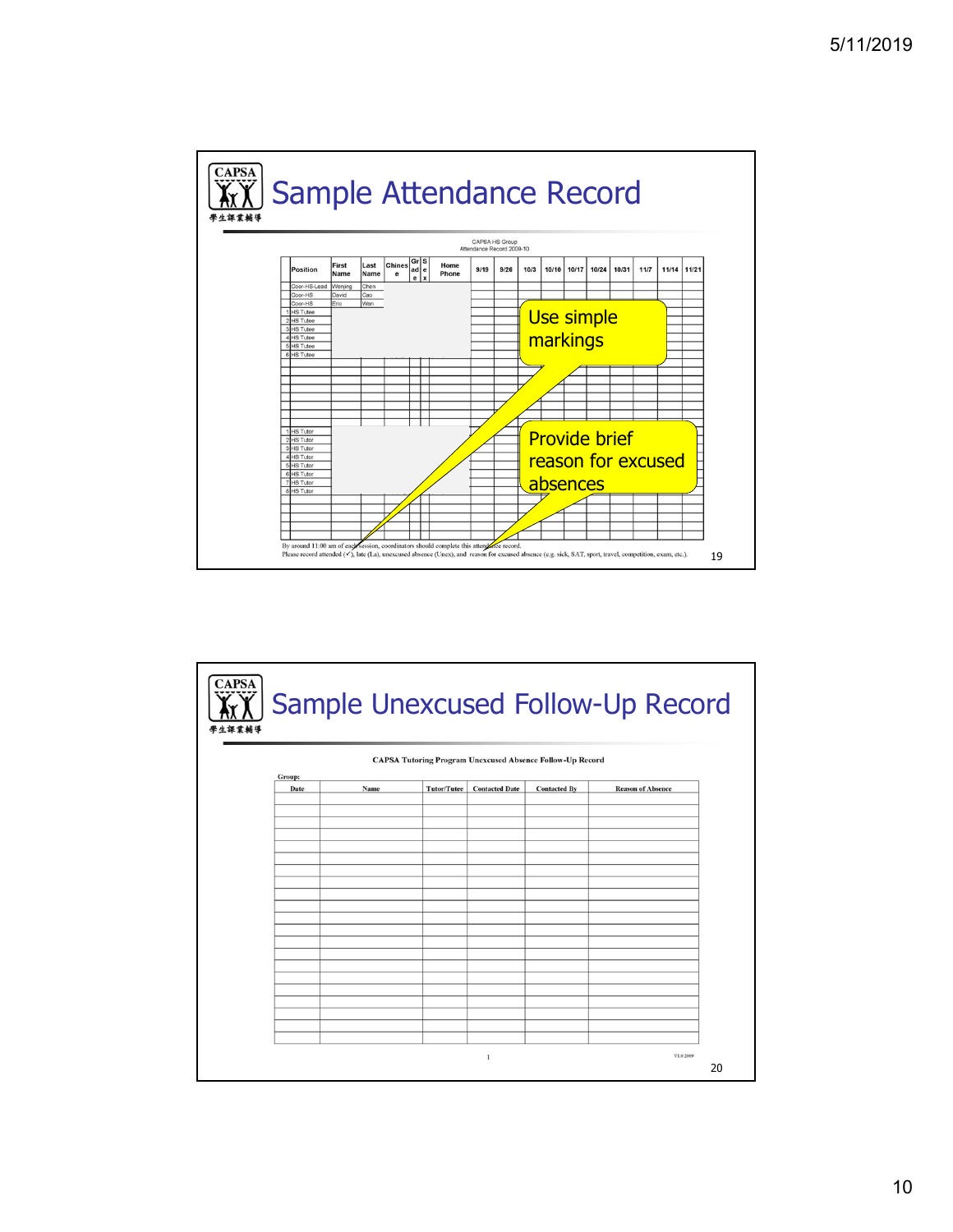# Sample Attendance Record

CAPSA HS Group
Attendance Record 2009-10

| | Position | First Name | Last Name | Chinese | Grade | Sex | Home Phone | 9/19 | 9/26 | 10/3 | 10/10 | 10/17 | 10/24 | 10/31 | 11/7 | 11/14 | 11/21 |
|---|---|---|---|---|---|---|---|---|---|---|---|---|---|---|---|---|---|
| | Coor-HS-Lead | Wenjing | Chen | | | | | | | | | | | | | | |
| | Coor-HS | David | Cao | | | | | | | | | | | | | | |
| | Coor-HS | Eric | Wan | | | | | | | | | | | | | | |
| 1 | HS Tutee | | | | | | | | | | | | | | | | |
| 2 | HS Tutee | | | | | | | | | | | | | | | | |
| 3 | HS Tutee | | | | | | | | | | | | | | | | |
| 4 | HS Tutee | | | | | | | | | | | | | | | | |
| 5 | HS Tutee | | | | | | | | | | | | | | | | |
| 6 | HS Tutee | | | | | | | | | | | | | | | | |
| 1 | HS Tutor | | | | | | | | | | | | | | | | |
| 2 | HS Tutor | | | | | | | | | | | | | | | | |
| 3 | HS Tutor | | | | | | | | | | | | | | | | |
| 4 | HS Tutor | | | | | | | | | | | | | | | | |
| 5 | HS Tutor | | | | | | | | | | | | | | | | |
| 6 | HS Tutor | | | | | | | | | | | | | | | | |
| 7 | HS Tutor | | | | | | | | | | | | | | | | |
| 8 | HS Tutor | | | | | | | | | | | | | | | | |

By around 11:00 am of each session, coordinators should complete this attendance record.
Please record attended (✓), late (La), unexcused absence (Unex), and reason for excused absence (e.g. sick, SAT, sport, travel, competition, exam, etc.).

Use simple markings

Provide brief reason for excused absences

# Sample Unexcused Follow-Up Record

CAPSA Tutoring Program Unexcused Absence Follow-Up Record

Group:

| Date | Name | Tutor/Tutee | Contacted Date | Contacted By | Reason of Absence |
|---|---|---|---|---|---|
| | | | | | |
| | | | | | |
| | | | | | |
| | | | | | |
| | | | | | |
| | | | | | |
| | | | | | |
| | | | | | |
| | | | | | |
| | | | | | |

V1.0 2009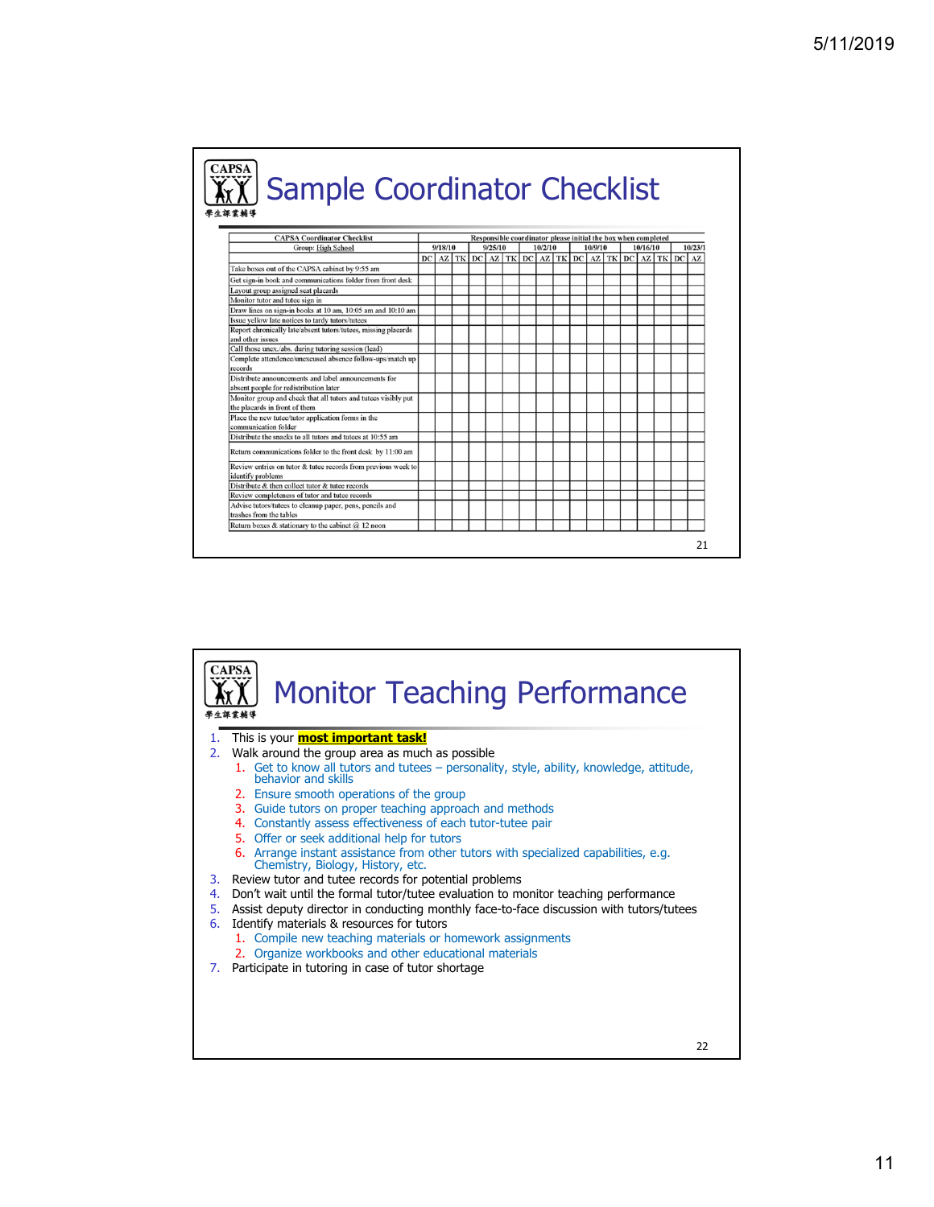# Sample Coordinator Checklist

| CAPSA Coordinator Checklist<br>Group: High School | Responsible coordinator please initial the box when completed | | | | | | | | | | | | | | | | | |
|---|---|---|---|---|---|---|---|---|---|---|---|---|---|---|---|---|---|---|
| | 9/18/10 | | | 9/25/10 | | | 10/2/10 | | | 10/9/10 | | | 10/16/10 | | | 10/23/1 | | |
| | DC | AZ | TK | DC | AZ | TK | DC | AZ | TK | DC | AZ | TK | DC | AZ | TK | DC | AZ | |
| Take boxes out of the CAPSA cabinet by 9:55 am | | | | | | | | | | | | | | | | | | |
| Get sign-in book and communications folder from front desk | | | | | | | | | | | | | | | | | | |
| Layout group assigned seat placards | | | | | | | | | | | | | | | | | | |
| Monitor tutor and tutee sign in | | | | | | | | | | | | | | | | | | |
| Draw lines on sign-in books at 10 am, 10:05 am and 10:10 am | | | | | | | | | | | | | | | | | | |
| Issue yellow late notices to tardy tutors/tutees | | | | | | | | | | | | | | | | | | |
| Report chronically late/absent tutors/tutees, missing placards and other issues | | | | | | | | | | | | | | | | | | |
| Call those unex./abs. during tutoring session (lead) | | | | | | | | | | | | | | | | | | |
| Complete attendence/unexcused absence follow-ups/match up records | | | | | | | | | | | | | | | | | | |
| Distribute announcements and label announcements for absent people for redistribution later | | | | | | | | | | | | | | | | | | |
| Monitor group and check that all tutors and tutees visibly put the placards in front of them | | | | | | | | | | | | | | | | | | |
| Place the new tutee/tutor application forms in the communication folder | | | | | | | | | | | | | | | | | | |
| Distribute the snacks to all tutors and tutees at 10:55 am | | | | | | | | | | | | | | | | | | |
| Return communications folder to the front desk by 11:00 am | | | | | | | | | | | | | | | | | | |
| Review entries on tutor & tutee records from previous week to identify problems | | | | | | | | | | | | | | | | | | |
| Distribute & then collect tutor & tutee records | | | | | | | | | | | | | | | | | | |
| Review completeness of tutor and tutee records | | | | | | | | | | | | | | | | | | |
| Advise tutors/tutees to cleanup paper, pens, pencils and trashes from the tables | | | | | | | | | | | | | | | | | | |
| Return boxes & stationary to the cabinet @ 12 noon | | | | | | | | | | | | | | | | | | |

# Monitor Teaching Performance

1. This is your **most important task!**
2. Walk around the group area as much as possible
   1. Get to know all tutors and tutees – personality, style, ability, knowledge, attitude, behavior and skills
   2. Ensure smooth operations of the group
   3. Guide tutors on proper teaching approach and methods
   4. Constantly assess effectiveness of each tutor-tutee pair
   5. Offer or seek additional help for tutors
   6. Arrange instant assistance from other tutors with specialized capabilities, e.g. Chemistry, Biology, History, etc.
3. Review tutor and tutee records for potential problems
4. Don't wait until the formal tutor/tutee evaluation to monitor teaching performance
5. Assist deputy director in conducting monthly face-to-face discussion with tutors/tutees
6. Identify materials & resources for tutors
   1. Compile new teaching materials or homework assignments
   2. Organize workbooks and other educational materials
7. Participate in tutoring in case of tutor shortage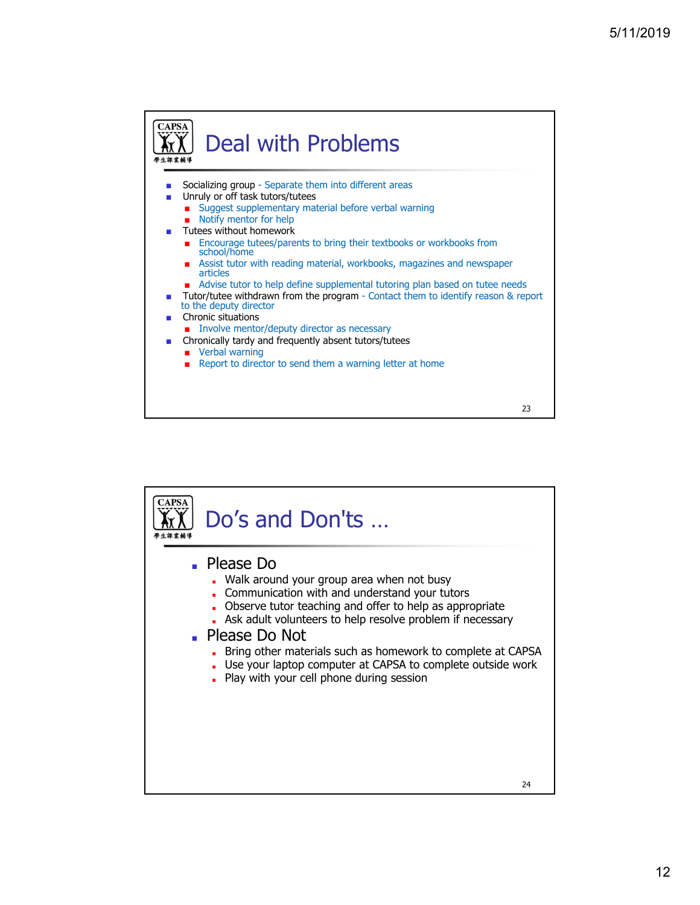## Deal with Problems

- Socializing group - Separate them into different areas
- Unruly or off task tutors/tutees
  - Suggest supplementary material before verbal warning
  - Notify mentor for help
- Tutees without homework
  - Encourage tutees/parents to bring their textbooks or workbooks from school/home
  - Assist tutor with reading material, workbooks, magazines and newspaper articles
  - Advise tutor to help define supplemental tutoring plan based on tutee needs
- Tutor/tutee withdrawn from the program - Contact them to identify reason & report to the deputy director
- Chronic situations
  - Involve mentor/deputy director as necessary
- Chronically tardy and frequently absent tutors/tutees
  - Verbal warning
  - Report to director to send them a warning letter at home

## Do's and Don'ts …

- Please Do
  - Walk around your group area when not busy
  - Communication with and understand your tutors
  - Observe tutor teaching and offer to help as appropriate
  - Ask adult volunteers to help resolve problem if necessary
- Please Do Not
  - Bring other materials such as homework to complete at CAPSA
  - Use your laptop computer at CAPSA to complete outside work
  - Play with your cell phone during session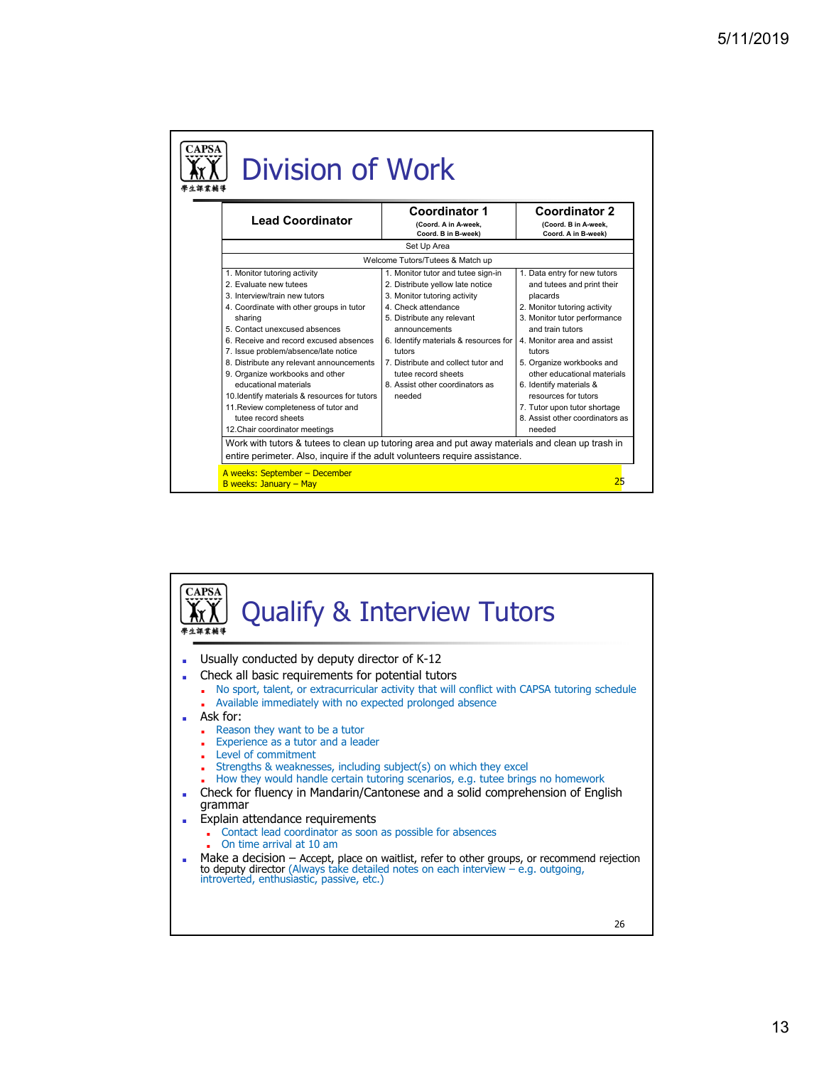## Division of Work

| Lead Coordinator | Coordinator 1 (Coord. A in A-week, Coord. B in B-week) | Coordinator 2 (Coord. B in A-week, Coord. A in B-week) |
|---|---|---|
| Set Up Area | | |
| Welcome Tutors/Tutees & Match up | | |
| 1. Monitor tutoring activity<br>2. Evaluate new tutees<br>3. Interview/train new tutors<br>4. Coordinate with other groups in tutor sharing<br>5. Contact unexcused absences<br>6. Receive and record excused absences<br>7. Issue problem/absence/late notice<br>8. Distribute any relevant announcements<br>9. Organize workbooks and other educational materials<br>10. Identify materials & resources for tutors<br>11. Review completeness of tutor and tutee record sheets<br>12. Chair coordinator meetings | 1. Monitor tutor and tutee sign-in<br>2. Distribute yellow late notice<br>3. Monitor tutoring activity<br>4. Check attendance<br>5. Distribute any relevant announcements<br>6. Identify materials & resources for tutors<br>7. Distribute and collect tutor and tutee record sheets<br>8. Assist other coordinators as needed | 1. Data entry for new tutors and tutees and print their placards<br>2. Monitor tutoring activity<br>3. Monitor tutor performance and train tutors<br>4. Monitor area and assist tutors<br>5. Organize workbooks and other educational materials<br>6. Identify materials & resources for tutors<br>7. Tutor upon tutor shortage<br>8. Assist other coordinators as needed |
| Work with tutors & tutees to clean up tutoring area and put away materials and clean up trash in entire perimeter. Also, inquire if the adult volunteers require assistance. | | |

A weeks: September – December
B weeks: January – May

## Qualify & Interview Tutors

- Usually conducted by deputy director of K-12
- Check all basic requirements for potential tutors
  - No sport, talent, or extracurricular activity that will conflict with CAPSA tutoring schedule
  - Available immediately with no expected prolonged absence
- Ask for:
  - Reason they want to be a tutor
  - Experience as a tutor and a leader
  - Level of commitment
  - Strengths & weaknesses, including subject(s) on which they excel
  - How they would handle certain tutoring scenarios, e.g. tutee brings no homework
- Check for fluency in Mandarin/Cantonese and a solid comprehension of English grammar
- Explain attendance requirements
  - Contact lead coordinator as soon as possible for absences
  - On time arrival at 10 am
- Make a decision – Accept, place on waitlist, refer to other groups, or recommend rejection to deputy director (Always take detailed notes on each interview – e.g. outgoing, introverted, enthusiastic, passive, etc.)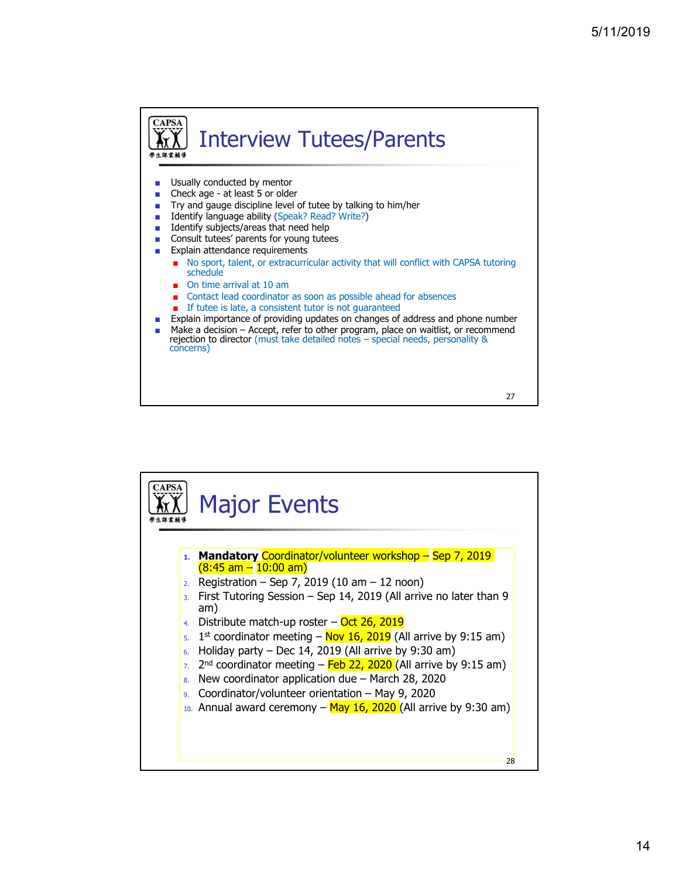## Interview Tutees/Parents

- Usually conducted by mentor
- Check age - at least 5 or older
- Try and gauge discipline level of tutee by talking to him/her
- Identify language ability (Speak? Read? Write?)
- Identify subjects/areas that need help
- Consult tutees' parents for young tutees
- Explain attendance requirements
  - No sport, talent, or extracurricular activity that will conflict with CAPSA tutoring schedule
  - On time arrival at 10 am
  - Contact lead coordinator as soon as possible ahead for absences
  - If tutee is late, a consistent tutor is not guaranteed
- Explain importance of providing updates on changes of address and phone number
- Make a decision – Accept, refer to other program, place on waitlist, or recommend rejection to director (must take detailed notes – special needs, personality & concerns)

## Major Events

1. **Mandatory** Coordinator/volunteer workshop – Sep 7, 2019 (8:45 am – 10:00 am)
2. Registration – Sep 7, 2019 (10 am – 12 noon)
3. First Tutoring Session – Sep 14, 2019 (All arrive no later than 9 am)
4. Distribute match-up roster – Oct 26, 2019
5. 1st coordinator meeting – Nov 16, 2019 (All arrive by 9:15 am)
6. Holiday party – Dec 14, 2019 (All arrive by 9:30 am)
7. 2nd coordinator meeting – Feb 22, 2020 (All arrive by 9:15 am)
8. New coordinator application due – March 28, 2020
9. Coordinator/volunteer orientation – May 9, 2020
10. Annual award ceremony – May 16, 2020 (All arrive by 9:30 am)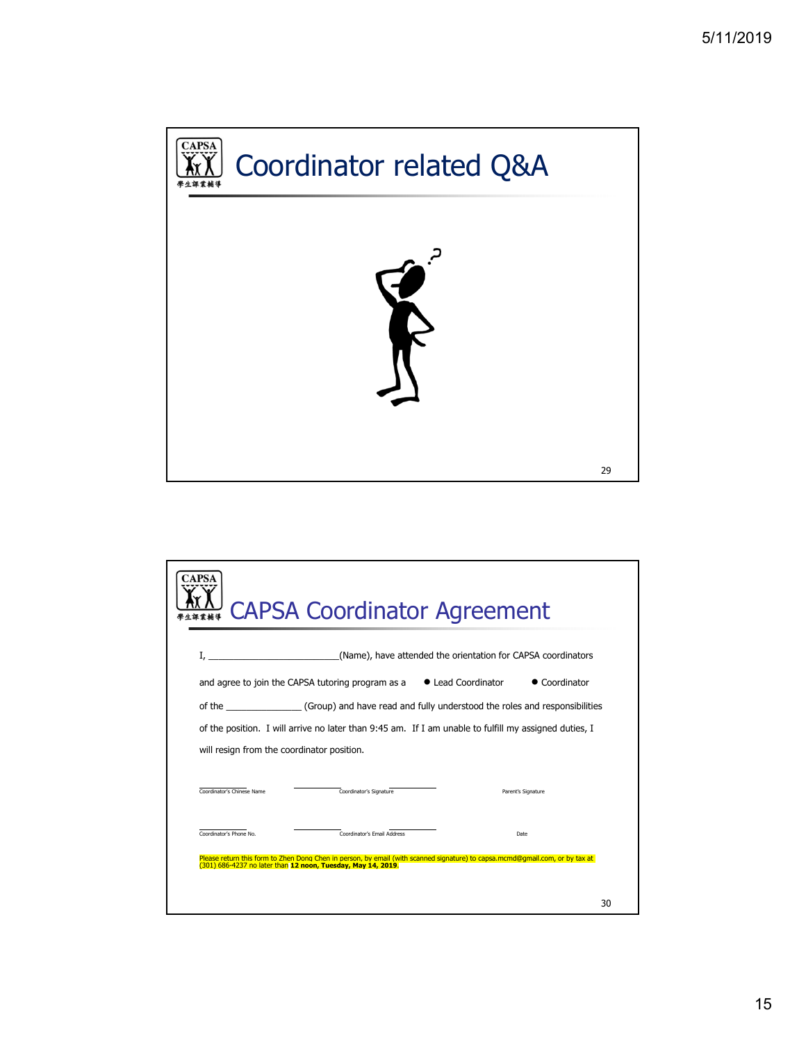# Coordinator related Q&A

# CAPSA Coordinator Agreement

I, ________________________(Name), have attended the orientation for CAPSA coordinators and agree to join the CAPSA tutoring program as a ● Lead Coordinator ● Coordinator of the ______________ (Group) and have read and fully understood the roles and responsibilities of the position. I will arrive no later than 9:45 am. If I am unable to fulfill my assigned duties, I will resign from the coordinator position.

| | | |
|---|---|---|
| Coordinator's Chinese Name | Coordinator's Signature | Parent's Signature |
| Coordinator's Phone No. | Coordinator's Email Address | Date |

Please return this form to Zhen Dong Chen in person, by email (with scanned signature) to capsa.mcmd@gmail.com, or by tax at (301) 686-4237 no later than **12 noon, Tuesday, May 14, 2019**.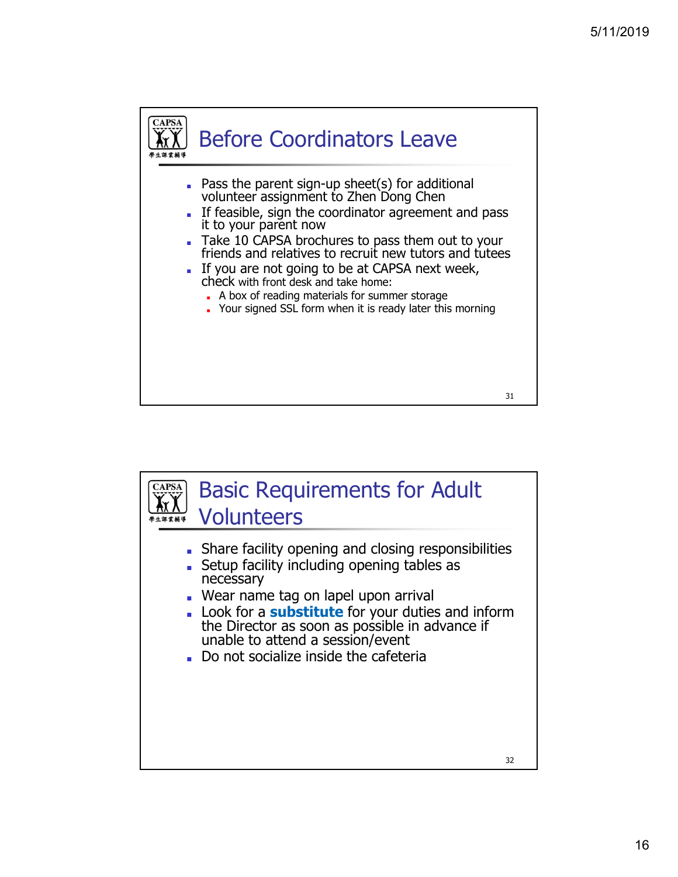## Before Coordinators Leave

- Pass the parent sign-up sheet(s) for additional volunteer assignment to Zhen Dong Chen
- If feasible, sign the coordinator agreement and pass it to your parent now
- Take 10 CAPSA brochures to pass them out to your friends and relatives to recruit new tutors and tutees
- If you are not going to be at CAPSA next week, check with front desk and take home:
  - A box of reading materials for summer storage
  - Your signed SSL form when it is ready later this morning

## Basic Requirements for Adult Volunteers

- Share facility opening and closing responsibilities
- Setup facility including opening tables as necessary
- Wear name tag on lapel upon arrival
- Look for a **substitute** for your duties and inform the Director as soon as possible in advance if unable to attend a session/event
- Do not socialize inside the cafeteria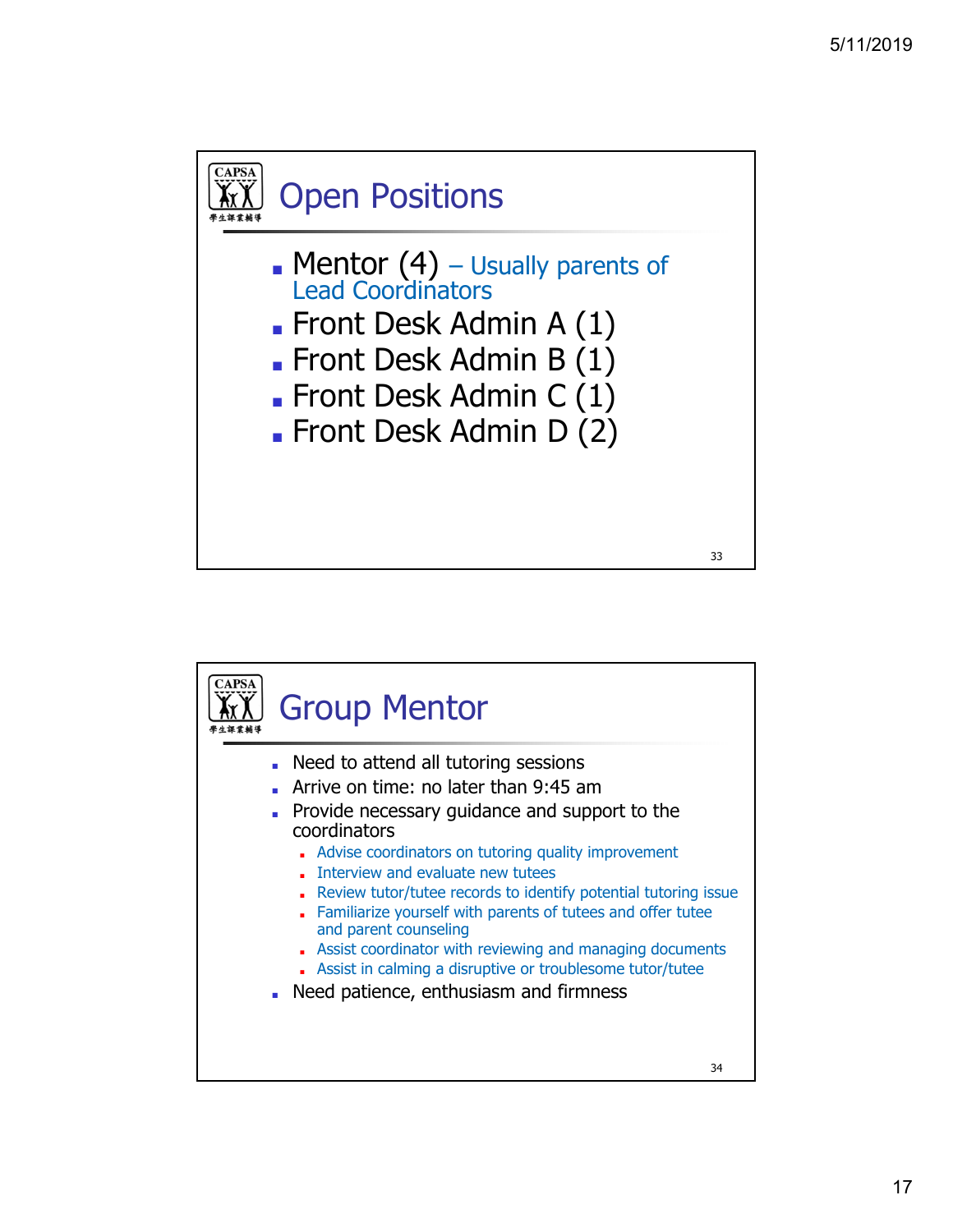## Open Positions

- Mentor (4) – Usually parents of Lead Coordinators
- Front Desk Admin A (1)
- Front Desk Admin B (1)
- Front Desk Admin C (1)
- Front Desk Admin D (2)

## Group Mentor

- Need to attend all tutoring sessions
- Arrive on time: no later than 9:45 am
- Provide necessary guidance and support to the coordinators
  - Advise coordinators on tutoring quality improvement
  - Interview and evaluate new tutees
  - Review tutor/tutee records to identify potential tutoring issue
  - Familiarize yourself with parents of tutees and offer tutee and parent counseling
  - Assist coordinator with reviewing and managing documents
  - Assist in calming a disruptive or troublesome tutor/tutee
- Need patience, enthusiasm and firmness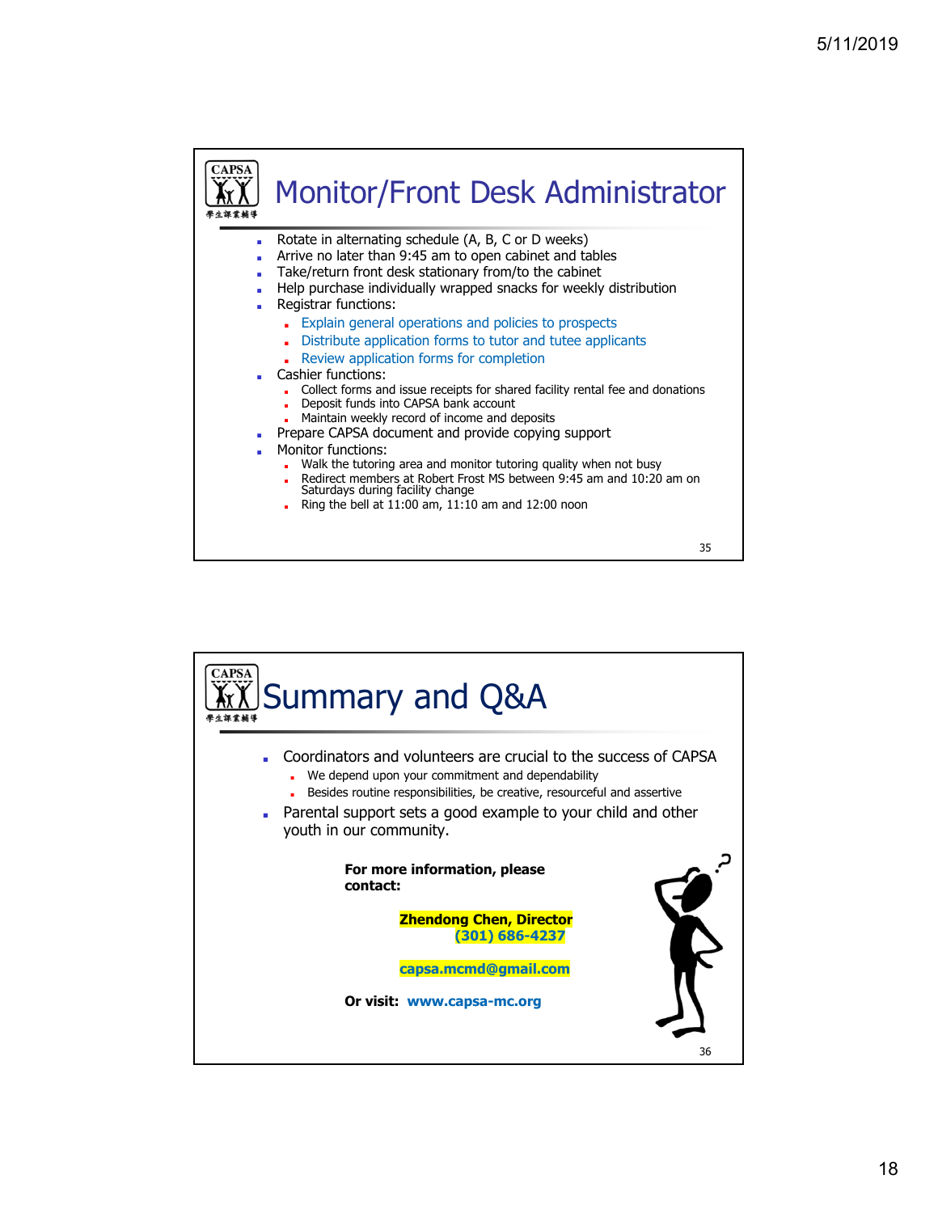## Monitor/Front Desk Administrator

- Rotate in alternating schedule (A, B, C or D weeks)
- Arrive no later than 9:45 am to open cabinet and tables
- Take/return front desk stationary from/to the cabinet
- Help purchase individually wrapped snacks for weekly distribution
- Registrar functions:
  - Explain general operations and policies to prospects
  - Distribute application forms to tutor and tutee applicants
  - Review application forms for completion
- Cashier functions:
  - Collect forms and issue receipts for shared facility rental fee and donations
  - Deposit funds into CAPSA bank account
  - Maintain weekly record of income and deposits
- Prepare CAPSA document and provide copying support
- Monitor functions:
  - Walk the tutoring area and monitor tutoring quality when not busy
  - Redirect members at Robert Frost MS between 9:45 am and 10:20 am on Saturdays during facility change
  - Ring the bell at 11:00 am, 11:10 am and 12:00 noon

## Summary and Q&A

- Coordinators and volunteers are crucial to the success of CAPSA
  - We depend upon your commitment and dependability
  - Besides routine responsibilities, be creative, resourceful and assertive
- Parental support sets a good example to your child and other youth in our community.

**For more information, please contact:**

**Zhendong Chen, Director**
**(301) 686-4237**

**capsa.mcmd@gmail.com**

**Or visit: www.capsa-mc.org**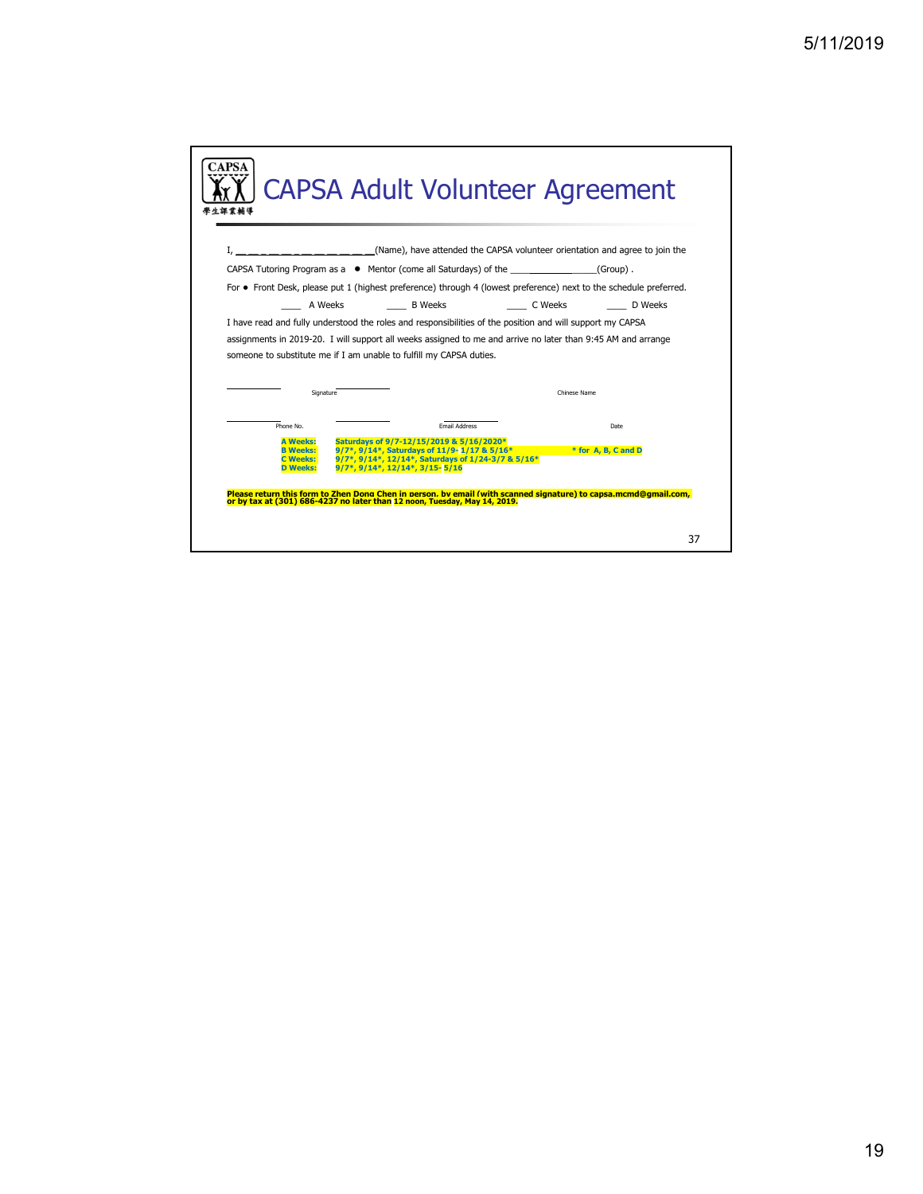CAPSA

學生課業輔導

# CAPSA Adult Volunteer Agreement

I, ___________________(Name), have attended the CAPSA volunteer orientation and agree to join the CAPSA Tutoring Program as a ● Mentor (come all Saturdays) of the _______________(Group) .

For ● Front Desk, please put 1 (highest preference) through 4 (lowest preference) next to the schedule preferred.

____ A Weeks ____ B Weeks ____ C Weeks ____ D Weeks

I have read and fully understood the roles and responsibilities of the position and will support my CAPSA assignments in 2019-20. I will support all weeks assigned to me and arrive no later than 9:45 AM and arrange someone to substitute me if I am unable to fulfill my CAPSA duties.

| | | |
|---|---|---|
| ______________ Signature | ______________ | Chinese Name |
| ______________ Phone No. | ______________ Email Address | Date |

**A Weeks:** Saturdays of 9/7-12/15/2019 & 5/16/2020*
**B Weeks:** 9/7*, 9/14*, Saturdays of 11/9- 1/17 & 5/16*
**C Weeks:** 9/7*, 9/14*, 12/14*, Saturdays of 1/24-3/7 & 5/16*
**D Weeks:** 9/7*, 9/14*, 12/14*, 3/15- 5/16

\* for A, B, C and D

**Please return this form to Zhen Dong Chen in person, by email (with scanned signature) to capsa.mcmd@gmail.com, or by fax at (301) 686-4237 no later than 12 noon, Tuesday, May 14, 2019.**